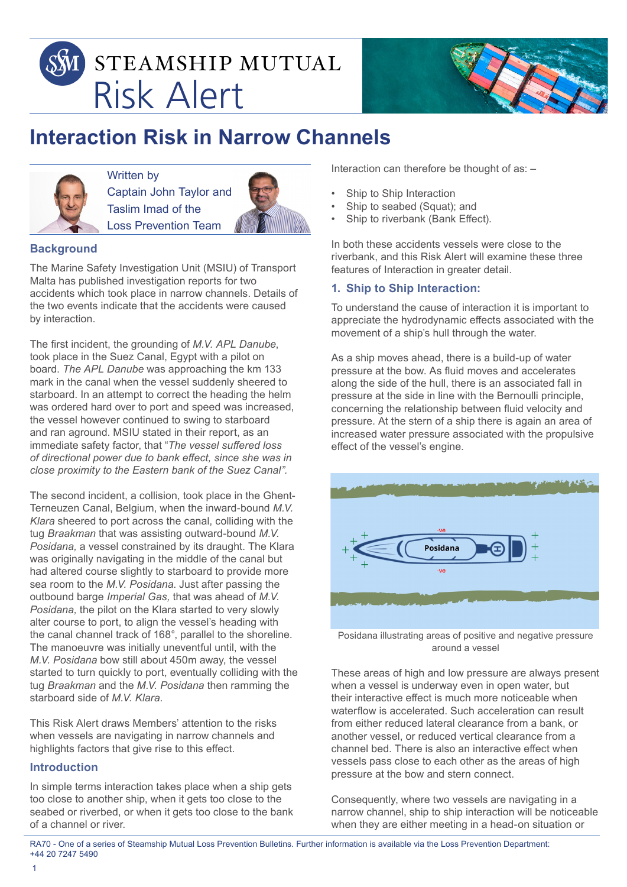# STEAMSHIP MUTUAL Risk Alert

## Interaction Risk in Narrow Channels

Written by Captain John Taylor and Taslim Imad of the Loss Prevention Team

### Background

The Marine Safety Investigation Unit (MSIU) of Transport Malta has published investigation reports for two accidents which took place in narrow channels. Details of the two events indicate that the accidents were caused by interaction.

The first incident, the grounding of *M.V. APL Danube*, took place in the Suez Canal, Egypt with a pilot on board. *The APL Danube* was approaching the km 133 mark in the canal when the vessel suddenly sheered to starboard. In an attempt to correct the heading the helm was ordered hard over to port and speed was increased, the vessel however continued to swing to starboard and ran aground. MSIU stated in their report, as an immediate safety factor, that "*The vessel suffered loss of directional power due to bank effect, since she was in close proximity to the Eastern bank of the Suez Canal".*

The second incident, a collision, took place in the Ghent-Terneuzen Canal, Belgium, when the inward-bound *M.V. Klara* sheered to port across the canal, colliding with the tug *Braakman* that was assisting outward-bound *M.V. Posidana,* a vessel constrained by its draught. The Klara was originally navigating in the middle of the canal but had altered course slightly to starboard to provide more sea room to the *M.V. Posidana*. Just after passing the outbound barge *Imperial Gas,* that was ahead of *M.V. Posidana,* the pilot on the Klara started to very slowly alter course to port, to align the vessel's heading with the canal channel track of 168°, parallel to the shoreline. The manoeuvre was initially uneventful until, with the *M.V. Posidana* bow still about 450m away, the vessel started to turn quickly to port, eventually colliding with the tug *Braakman* and the *M.V. Posidana* then ramming the starboard side of *M.V. Klara.*

This Risk Alert draws Members' attention to the risks when vessels are navigating in narrow channels and highlights factors that give rise to this effect.

### Introduction

In simple terms interaction takes place when a ship gets too close to another ship, when it gets too close to the seabed or riverbed, or when it gets too close to the bank of a channel or river.

Interaction can therefore be thought of as: –

- Ship to Ship Interaction
- Ship to seabed (Squat); and
- Ship to riverbank (Bank Effect).

In both these accidents vessels were close to the riverbank, and this Risk Alert will examine these three features of Interaction in greater detail.

### 1. Ship to Ship Interaction:

To understand the cause of interaction it is important to appreciate the hydrodynamic effects associated with the movement of a ship's hull through the water.

As a ship moves ahead, there is a build-up of water pressure at the bow. As fluid moves and accelerates along the side of the hull, there is an associated fall in pressure at the side in line with the Bernoulli principle, concerning the relationship between fluid velocity and pressure. At the stern of a ship there is again an area of increased water pressure associated with the propulsive effect of the vessel's engine.

Posidana illustrating areas of positive and negative pressure around a vessel

These areas of high and low pressure are always present when a vessel is underway even in open water, but their interactive effect is much more noticeable when waterflow is accelerated. Such acceleration can result from either reduced lateral clearance from a bank, or another vessel, or reduced vertical clearance from a channel bed. There is also an interactive effect when vessels pass close to each other as the areas of high pressure at the bow and stern connect.

Consequently, where two vessels are navigating in a narrow channel, ship to ship interaction will be noticeable when they are either meeting in a head-on situation or

RA70 - One of a series of Steamship Mutual Loss Prevention Bulletins. Further information is available via the Loss Prevention Department: +44 20 7247 5490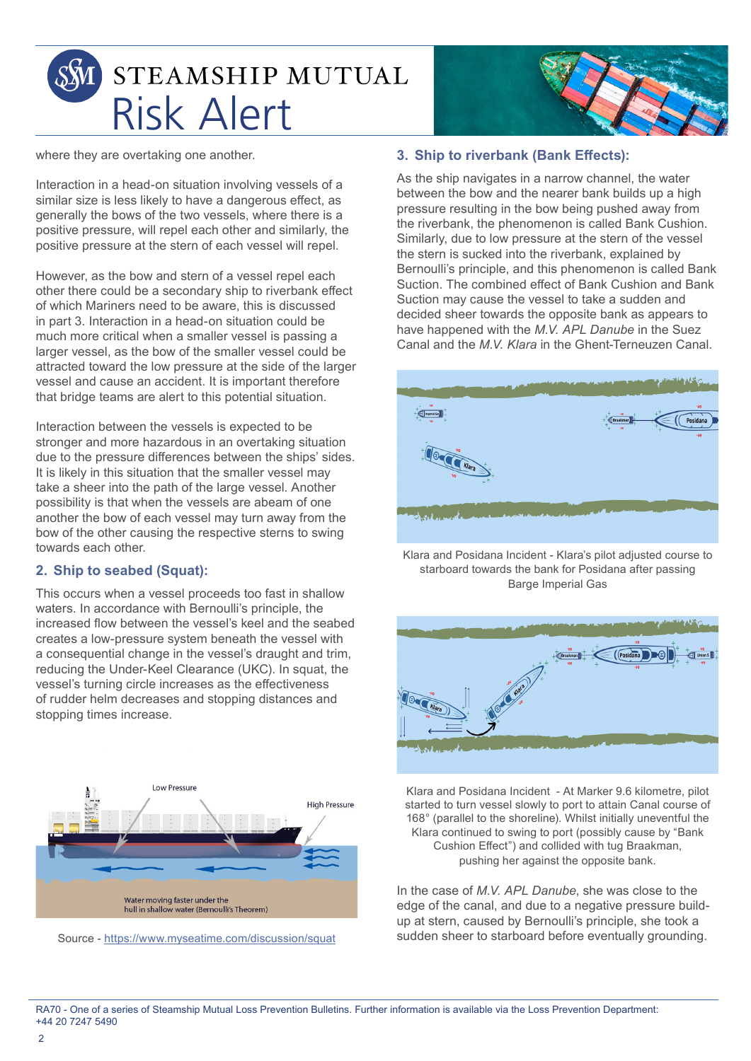where they are overtaking one another.

Interaction in a head-on situation involving vessels of a similar size is less likely to have a dangerous effect, as generally the bows of the two vessels, where there is a positive pressure, will repel each other and similarly, the positive pressure at the stern of each vessel will repel.

However, as the bow and stern of a vessel repel each other there could be a secondary ship to riverbank effect of which Mariners need to be aware, this is discussed in part 3. Interaction in a head-on situation could be much more critical when a smaller vessel is passing a larger vessel, as the bow of the smaller vessel could be attracted toward the low pressure at the side of the larger vessel and cause an accident. It is important therefore that bridge teams are alert to this potential situation.

Interaction between the vessels is expected to be stronger and more hazardous in an overtaking situation due to the pressure differences between the ships' sides. It is likely in this situation that the smaller vessel may take a sheer into the path of the large vessel. Another possibility is that when the vessels are abeam of one another the bow of each vessel may turn away from the bow of the other causing the respective sterns to swing towards each other.

## 2. Ship to seabed (Squat):

This occurs when a vessel proceeds too fast in shallow waters. In accordance with Bernoulli's principle, the increased flow between the vessel's keel and the seabed creates a low-pressure system beneath the vessel with a consequential change in the vessel's draught and trim, reducing the Under-Keel Clearance (UKC). In squat, the vessel's turning circle increases as the effectiveness of rudder helm decreases and stopping distances and stopping times increase.

Source - https://www.myseatime.com/discussion/squat

## 3. Ship to riverbank (Bank Effects):

As the ship navigates in a narrow channel, the water between the bow and the nearer bank builds up a high pressure resulting in the bow being pushed away from the riverbank, the phenomenon is called Bank Cushion. Similarly, due to low pressure at the stern of the vessel the stern is sucked into the riverbank, explained by Bernoulli's principle, and this phenomenon is called Bank Suction. The combined effect of Bank Cushion and Bank Suction may cause the vessel to take a sudden and decided sheer towards the opposite bank as appears to have happened with the *M.V. APL Danube* in the Suez Canal and the *M.V. Klara* in the Ghent-Terneuzen Canal.

Klara and Posidana Incident - Klara's pilot adjusted course to starboard towards the bank for Posidana after passing Barge Imperial Gas

Klara and Posidana Incident - At Marker 9.6 kilometre, pilot started to turn vessel slowly to port to attain Canal course of 168° (parallel to the shoreline). Whilst initially uneventful the Klara continued to swing to port (possibly cause by "Bank Cushion Effect") and collided with tug Braakman, pushing her against the opposite bank.

In the case of *M.V. APL Danube*, she was close to the edge of the canal, and due to a negative pressure build-up at stern, caused by Bernoulli's principle, she took a sudden sheer to starboard before eventually grounding.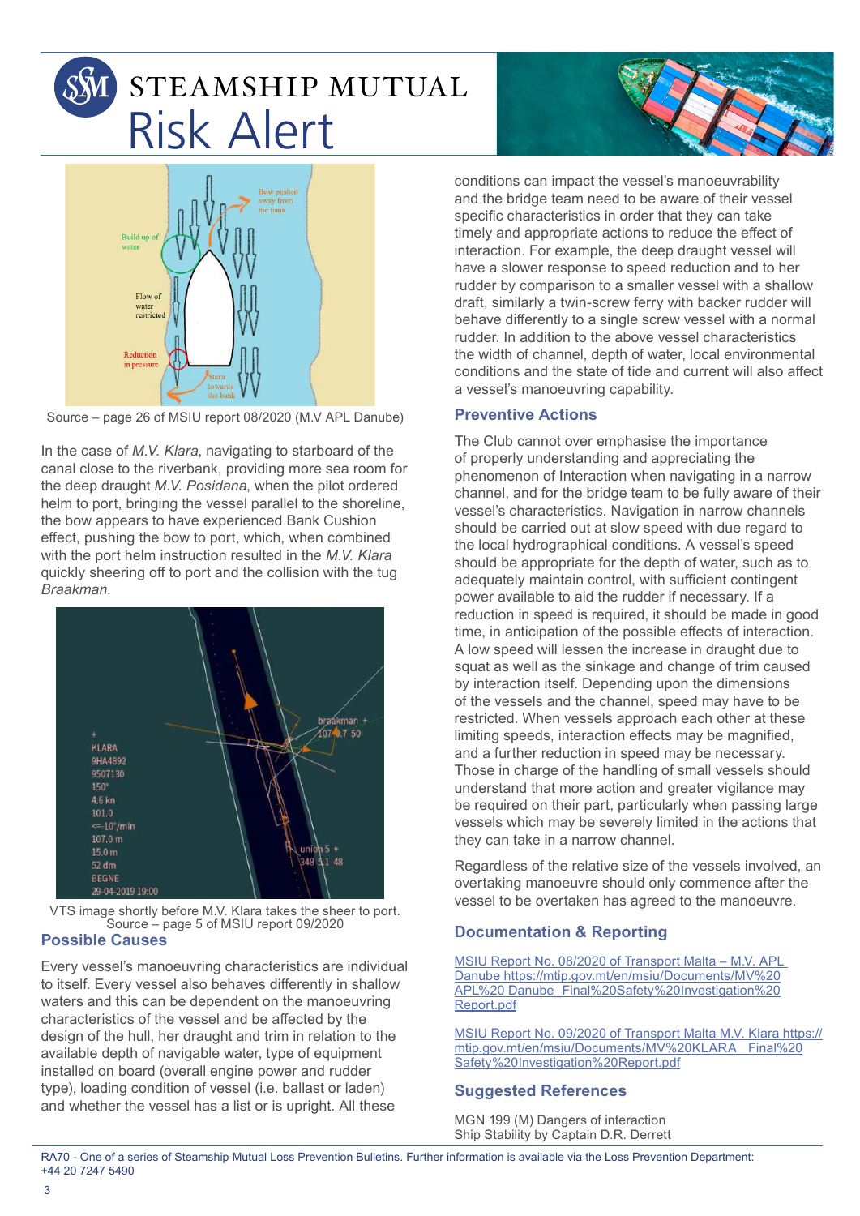# STEAMSHIP MUTUAL
# Risk Alert

Build up of water

Bow pushed away from the bank

Flow of water restricted

Reduction in pressure

Stern towards the bank

Source – page 26 of MSIU report 08/2020 (M.V APL Danube)

In the case of *M.V. Klara*, navigating to starboard of the canal close to the riverbank, providing more sea room for the deep draught *M.V. Posidana*, when the pilot ordered helm to port, bringing the vessel parallel to the shoreline, the bow appears to have experienced Bank Cushion effect, pushing the bow to port, which, when combined with the port helm instruction resulted in the *M.V. Klara* quickly sheering off to port and the collision with the tug *Braakman.*

KLARA
9HA4892
9507130
150°
4.6 kn
101.0
<=-10°/min
107.0 m
15.0 m
52 dm
BEGNE
29-04-2019 19:00

braakman +
107 0.7 50

union 5 +
348 5.1 48

VTS image shortly before M.V. Klara takes the sheer to port.
Source – page 5 of MSIU report 09/2020

## Possible Causes

Every vessel's manoeuvring characteristics are individual to itself. Every vessel also behaves differently in shallow waters and this can be dependent on the manoeuvring characteristics of the vessel and be affected by the design of the hull, her draught and trim in relation to the available depth of navigable water, type of equipment installed on board (overall engine power and rudder type), loading condition of vessel (i.e. ballast or laden) and whether the vessel has a list or is upright. All these conditions can impact the vessel's manoeuvrability and the bridge team need to be aware of their vessel specific characteristics in order that they can take timely and appropriate actions to reduce the effect of interaction. For example, the deep draught vessel will have a slower response to speed reduction and to her rudder by comparison to a smaller vessel with a shallow draft, similarly a twin-screw ferry with backer rudder will behave differently to a single screw vessel with a normal rudder. In addition to the above vessel characteristics the width of channel, depth of water, local environmental conditions and the state of tide and current will also affect a vessel's manoeuvring capability.

## Preventive Actions

The Club cannot over emphasise the importance of properly understanding and appreciating the phenomenon of Interaction when navigating in a narrow channel, and for the bridge team to be fully aware of their vessel's characteristics. Navigation in narrow channels should be carried out at slow speed with due regard to the local hydrographical conditions. A vessel's speed should be appropriate for the depth of water, such as to adequately maintain control, with sufficient contingent power available to aid the rudder if necessary. If a reduction in speed is required, it should be made in good time, in anticipation of the possible effects of interaction. A low speed will lessen the increase in draught due to squat as well as the sinkage and change of trim caused by interaction itself. Depending upon the dimensions of the vessels and the channel, speed may have to be restricted. When vessels approach each other at these limiting speeds, interaction effects may be magnified, and a further reduction in speed may be necessary. Those in charge of the handling of small vessels should understand that more action and greater vigilance may be required on their part, particularly when passing large vessels which may be severely limited in the actions that they can take in a narrow channel.

Regardless of the relative size of the vessels involved, an overtaking manoeuvre should only commence after the vessel to be overtaken has agreed to the manoeuvre.

## Documentation & Reporting

MSIU Report No. 08/2020 of Transport Malta – M.V. APL Danube https://mtip.gov.mt/en/msiu/Documents/MV%20APL%20Danube_Final%20Safety%20Investigation%20Report.pdf

MSIU Report No. 09/2020 of Transport Malta M.V. Klara https://mtip.gov.mt/en/msiu/Documents/MV%20KLARA_Final%20Safety%20Investigation%20Report.pdf

## Suggested References

MGN 199 (M) Dangers of interaction
Ship Stability by Captain D.R. Derrett

RA70 - One of a series of Steamship Mutual Loss Prevention Bulletins. Further information is available via the Loss Prevention Department: +44 20 7247 5490